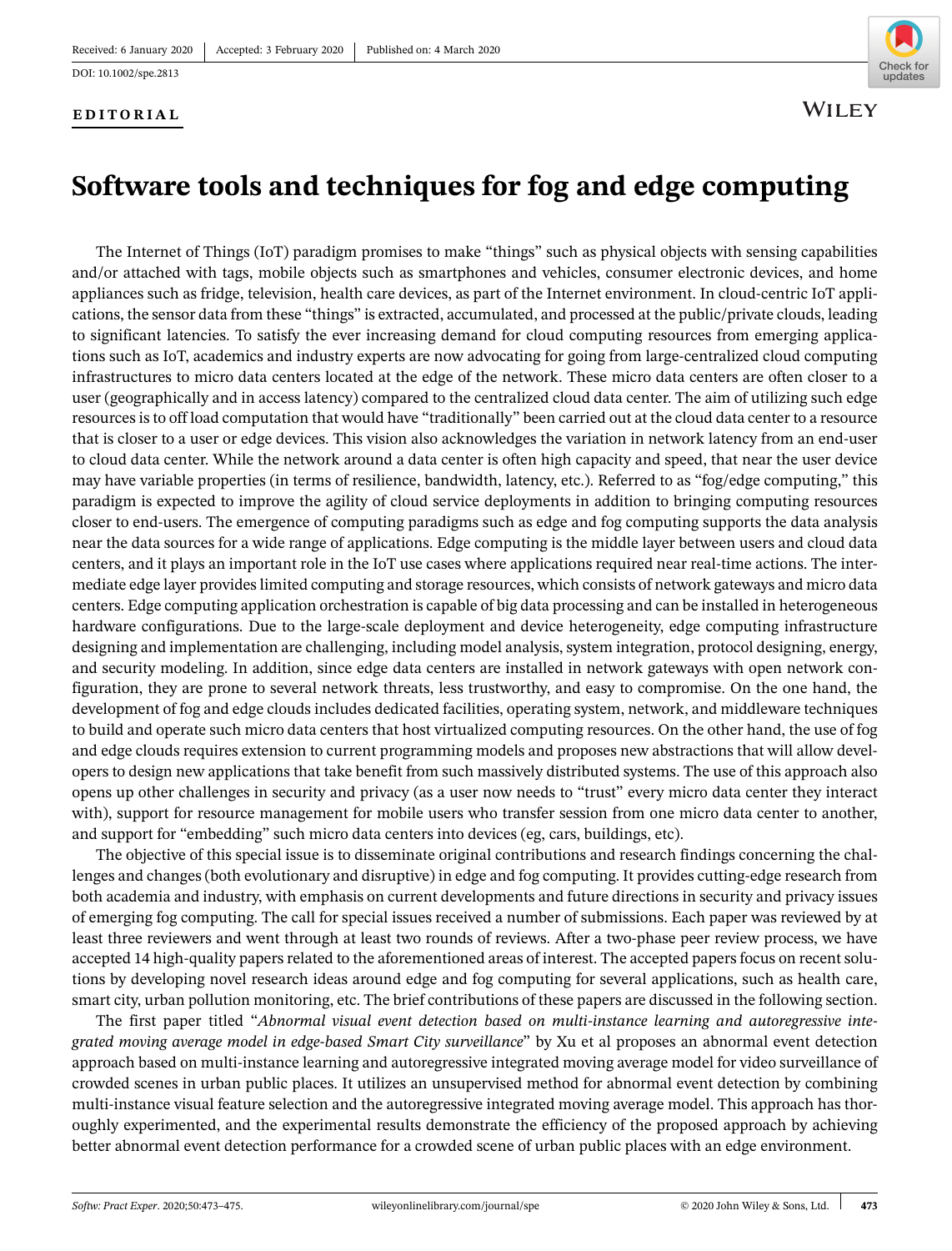Received: 6 January 2020 | Accepted: 3 February 2020 | Published on: 4 March 2020

DOI: 10.1002/spe.2813

**EDITORIAL**

# Software tools and techniques for fog and edge computing

The Internet of Things (IoT) paradigm promises to make "things" such as physical objects with sensing capabilities and/or attached with tags, mobile objects such as smartphones and vehicles, consumer electronic devices, and home appliances such as fridge, television, health care devices, as part of the Internet environment. In cloud-centric IoT applications, the sensor data from these "things" is extracted, accumulated, and processed at the public/private clouds, leading to significant latencies. To satisfy the ever increasing demand for cloud computing resources from emerging applications such as IoT, academics and industry experts are now advocating for going from large-centralized cloud computing infrastructures to micro data centers located at the edge of the network. These micro data centers are often closer to a user (geographically and in access latency) compared to the centralized cloud data center. The aim of utilizing such edge resources is to off load computation that would have "traditionally" been carried out at the cloud data center to a resource that is closer to a user or edge devices. This vision also acknowledges the variation in network latency from an end-user to cloud data center. While the network around a data center is often high capacity and speed, that near the user device may have variable properties (in terms of resilience, bandwidth, latency, etc.). Referred to as "fog/edge computing," this paradigm is expected to improve the agility of cloud service deployments in addition to bringing computing resources closer to end-users. The emergence of computing paradigms such as edge and fog computing supports the data analysis near the data sources for a wide range of applications. Edge computing is the middle layer between users and cloud data centers, and it plays an important role in the IoT use cases where applications required near real-time actions. The intermediate edge layer provides limited computing and storage resources, which consists of network gateways and micro data centers. Edge computing application orchestration is capable of big data processing and can be installed in heterogeneous hardware configurations. Due to the large-scale deployment and device heterogeneity, edge computing infrastructure designing and implementation are challenging, including model analysis, system integration, protocol designing, energy, and security modeling. In addition, since edge data centers are installed in network gateways with open network configuration, they are prone to several network threats, less trustworthy, and easy to compromise. On the one hand, the development of fog and edge clouds includes dedicated facilities, operating system, network, and middleware techniques to build and operate such micro data centers that host virtualized computing resources. On the other hand, the use of fog and edge clouds requires extension to current programming models and proposes new abstractions that will allow developers to design new applications that take benefit from such massively distributed systems. The use of this approach also opens up other challenges in security and privacy (as a user now needs to "trust" every micro data center they interact with), support for resource management for mobile users who transfer session from one micro data center to another, and support for "embedding" such micro data centers into devices (eg, cars, buildings, etc).

The objective of this special issue is to disseminate original contributions and research findings concerning the challenges and changes (both evolutionary and disruptive) in edge and fog computing. It provides cutting-edge research from both academia and industry, with emphasis on current developments and future directions in security and privacy issues of emerging fog computing. The call for special issues received a number of submissions. Each paper was reviewed by at least three reviewers and went through at least two rounds of reviews. After a two-phase peer review process, we have accepted 14 high-quality papers related to the aforementioned areas of interest. The accepted papers focus on recent solutions by developing novel research ideas around edge and fog computing for several applications, such as health care, smart city, urban pollution monitoring, etc. The brief contributions of these papers are discussed in the following section.

The first paper titled "*Abnormal visual event detection based on multi-instance learning and autoregressive integrated moving average model in edge-based Smart City surveillance*" by Xu et al proposes an abnormal event detection approach based on multi-instance learning and autoregressive integrated moving average model for video surveillance of crowded scenes in urban public places. It utilizes an unsupervised method for abnormal event detection by combining multi-instance visual feature selection and the autoregressive integrated moving average model. This approach has thoroughly experimented, and the experimental results demonstrate the efficiency of the proposed approach by achieving better abnormal event detection performance for a crowded scene of urban public places with an edge environment.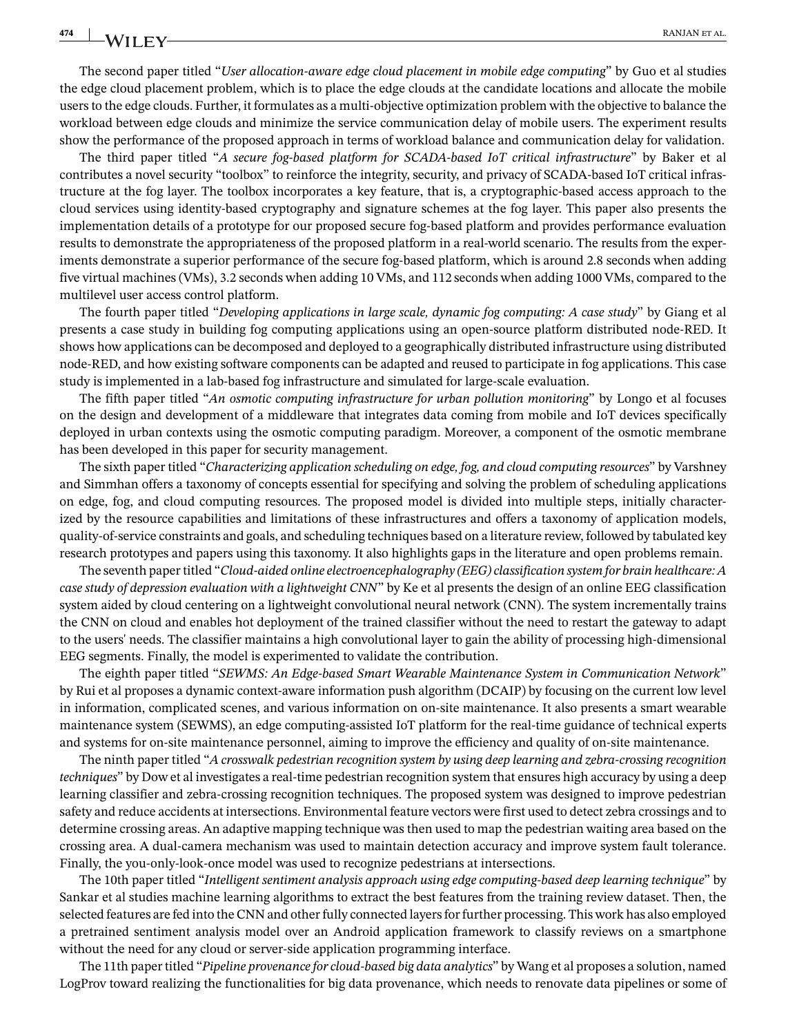The second paper titled "*User allocation-aware edge cloud placement in mobile edge computing*" by Guo et al studies the edge cloud placement problem, which is to place the edge clouds at the candidate locations and allocate the mobile users to the edge clouds. Further, it formulates as a multi-objective optimization problem with the objective to balance the workload between edge clouds and minimize the service communication delay of mobile users. The experiment results show the performance of the proposed approach in terms of workload balance and communication delay for validation.

The third paper titled "*A secure fog-based platform for SCADA-based IoT critical infrastructure*" by Baker et al contributes a novel security "toolbox" to reinforce the integrity, security, and privacy of SCADA-based IoT critical infrastructure at the fog layer. The toolbox incorporates a key feature, that is, a cryptographic-based access approach to the cloud services using identity-based cryptography and signature schemes at the fog layer. This paper also presents the implementation details of a prototype for our proposed secure fog-based platform and provides performance evaluation results to demonstrate the appropriateness of the proposed platform in a real-world scenario. The results from the experiments demonstrate a superior performance of the secure fog-based platform, which is around 2.8 seconds when adding five virtual machines (VMs), 3.2 seconds when adding 10 VMs, and 112 seconds when adding 1000 VMs, compared to the multilevel user access control platform.

The fourth paper titled "*Developing applications in large scale, dynamic fog computing: A case study*" by Giang et al presents a case study in building fog computing applications using an open-source platform distributed node-RED. It shows how applications can be decomposed and deployed to a geographically distributed infrastructure using distributed node-RED, and how existing software components can be adapted and reused to participate in fog applications. This case study is implemented in a lab-based fog infrastructure and simulated for large-scale evaluation.

The fifth paper titled "*An osmotic computing infrastructure for urban pollution monitoring*" by Longo et al focuses on the design and development of a middleware that integrates data coming from mobile and IoT devices specifically deployed in urban contexts using the osmotic computing paradigm. Moreover, a component of the osmotic membrane has been developed in this paper for security management.

The sixth paper titled "*Characterizing application scheduling on edge, fog, and cloud computing resources*" by Varshney and Simmhan offers a taxonomy of concepts essential for specifying and solving the problem of scheduling applications on edge, fog, and cloud computing resources. The proposed model is divided into multiple steps, initially characterized by the resource capabilities and limitations of these infrastructures and offers a taxonomy of application models, quality-of-service constraints and goals, and scheduling techniques based on a literature review, followed by tabulated key research prototypes and papers using this taxonomy. It also highlights gaps in the literature and open problems remain.

The seventh paper titled "*Cloud-aided online electroencephalography (EEG) classification system for brain healthcare: A case study of depression evaluation with a lightweight CNN*" by Ke et al presents the design of an online EEG classification system aided by cloud centering on a lightweight convolutional neural network (CNN). The system incrementally trains the CNN on cloud and enables hot deployment of the trained classifier without the need to restart the gateway to adapt to the users' needs. The classifier maintains a high convolutional layer to gain the ability of processing high-dimensional EEG segments. Finally, the model is experimented to validate the contribution.

The eighth paper titled "*SEWMS: An Edge-based Smart Wearable Maintenance System in Communication Network*" by Rui et al proposes a dynamic context-aware information push algorithm (DCAIP) by focusing on the current low level in information, complicated scenes, and various information on on-site maintenance. It also presents a smart wearable maintenance system (SEWMS), an edge computing-assisted IoT platform for the real-time guidance of technical experts and systems for on-site maintenance personnel, aiming to improve the efficiency and quality of on-site maintenance.

The ninth paper titled "*A crosswalk pedestrian recognition system by using deep learning and zebra-crossing recognition techniques*" by Dow et al investigates a real-time pedestrian recognition system that ensures high accuracy by using a deep learning classifier and zebra-crossing recognition techniques. The proposed system was designed to improve pedestrian safety and reduce accidents at intersections. Environmental feature vectors were first used to detect zebra crossings and to determine crossing areas. An adaptive mapping technique was then used to map the pedestrian waiting area based on the crossing area. A dual-camera mechanism was used to maintain detection accuracy and improve system fault tolerance. Finally, the you-only-look-once model was used to recognize pedestrians at intersections.

The 10th paper titled "*Intelligent sentiment analysis approach using edge computing-based deep learning technique*" by Sankar et al studies machine learning algorithms to extract the best features from the training review dataset. Then, the selected features are fed into the CNN and other fully connected layers for further processing. This work has also employed a pretrained sentiment analysis model over an Android application framework to classify reviews on a smartphone without the need for any cloud or server-side application programming interface.

The 11th paper titled "*Pipeline provenance for cloud-based big data analytics*" by Wang et al proposes a solution, named LogProv toward realizing the functionalities for big data provenance, which needs to renovate data pipelines or some of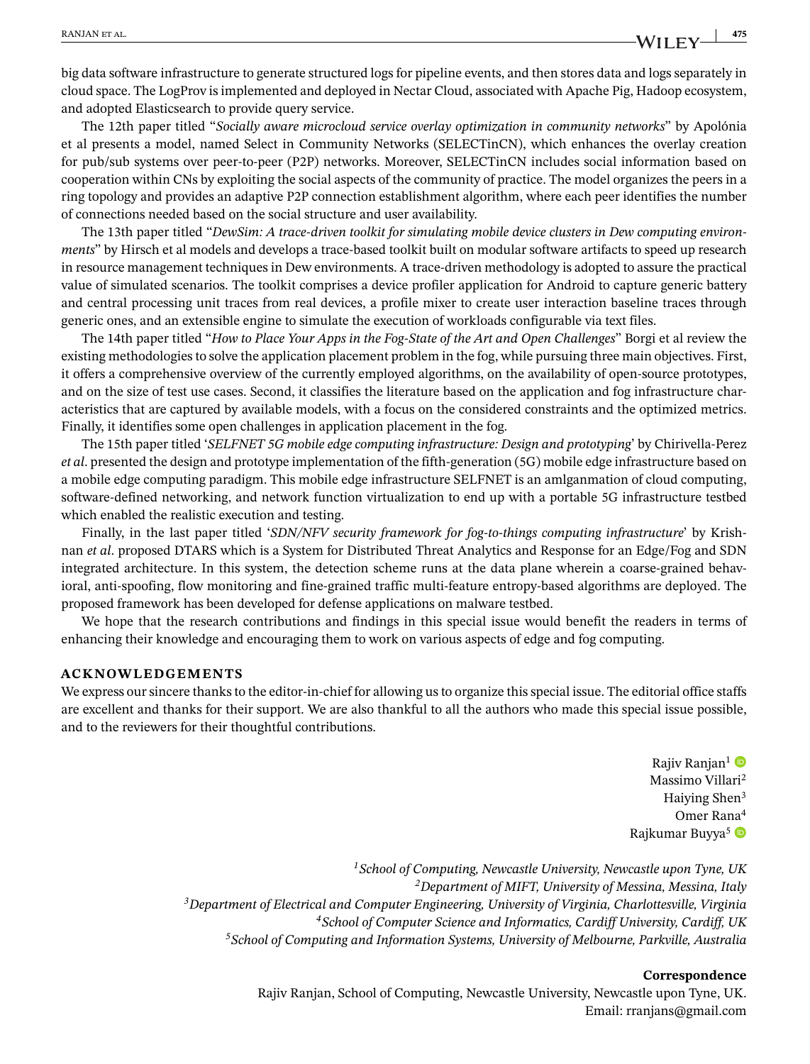big data software infrastructure to generate structured logs for pipeline events, and then stores data and logs separately in cloud space. The LogProv is implemented and deployed in Nectar Cloud, associated with Apache Pig, Hadoop ecosystem, and adopted Elasticsearch to provide query service.

The 12th paper titled "*Socially aware microcloud service overlay optimization in community networks*" by Apolónia et al presents a model, named Select in Community Networks (SELECTinCN), which enhances the overlay creation for pub/sub systems over peer-to-peer (P2P) networks. Moreover, SELECTinCN includes social information based on cooperation within CNs by exploiting the social aspects of the community of practice. The model organizes the peers in a ring topology and provides an adaptive P2P connection establishment algorithm, where each peer identifies the number of connections needed based on the social structure and user availability.

The 13th paper titled "*DewSim: A trace-driven toolkit for simulating mobile device clusters in Dew computing environments*" by Hirsch et al models and develops a trace-based toolkit built on modular software artifacts to speed up research in resource management techniques in Dew environments. A trace-driven methodology is adopted to assure the practical value of simulated scenarios. The toolkit comprises a device profiler application for Android to capture generic battery and central processing unit traces from real devices, a profile mixer to create user interaction baseline traces through generic ones, and an extensible engine to simulate the execution of workloads configurable via text files.

The 14th paper titled "*How to Place Your Apps in the Fog-State of the Art and Open Challenges*" Borgi et al review the existing methodologies to solve the application placement problem in the fog, while pursuing three main objectives. First, it offers a comprehensive overview of the currently employed algorithms, on the availability of open-source prototypes, and on the size of test use cases. Second, it classifies the literature based on the application and fog infrastructure characteristics that are captured by available models, with a focus on the considered constraints and the optimized metrics. Finally, it identifies some open challenges in application placement in the fog.

The 15th paper titled '*SELFNET 5G mobile edge computing infrastructure: Design and prototyping*' by Chirivella-Perez *et al*. presented the design and prototype implementation of the fifth-generation (5G) mobile edge infrastructure based on a mobile edge computing paradigm. This mobile edge infrastructure SELFNET is an amlganmation of cloud computing, software-defined networking, and network function virtualization to end up with a portable 5G infrastructure testbed which enabled the realistic execution and testing.

Finally, in the last paper titled '*SDN/NFV security framework for fog-to-things computing infrastructure*' by Krishnan *et al*. proposed DTARS which is a System for Distributed Threat Analytics and Response for an Edge/Fog and SDN integrated architecture. In this system, the detection scheme runs at the data plane wherein a coarse-grained behavioral, anti-spoofing, flow monitoring and fine-grained traffic multi-feature entropy-based algorithms are deployed. The proposed framework has been developed for defense applications on malware testbed.

We hope that the research contributions and findings in this special issue would benefit the readers in terms of enhancing their knowledge and encouraging them to work on various aspects of edge and fog computing.

## ACKNOWLEDGEMENTS

We express our sincere thanks to the editor-in-chief for allowing us to organize this special issue. The editorial office staffs are excellent and thanks for their support. We are also thankful to all the authors who made this special issue possible, and to the reviewers for their thoughtful contributions.

Rajiv Ranjan[1]
Massimo Villari[2]
Haiying Shen[3]
Omer Rana[4]
Rajkumar Buyya[5]

[1]*School of Computing, Newcastle University, Newcastle upon Tyne, UK*
[2]*Department of MIFT, University of Messina, Messina, Italy*
[3]*Department of Electrical and Computer Engineering, University of Virginia, Charlottesville, Virginia*
[4]*School of Computer Science and Informatics, Cardiff University, Cardiff, UK*
[5]*School of Computing and Information Systems, University of Melbourne, Parkville, Australia*

**Correspondence**
Rajiv Ranjan, School of Computing, Newcastle University, Newcastle upon Tyne, UK.
Email: rranjans@gmail.com